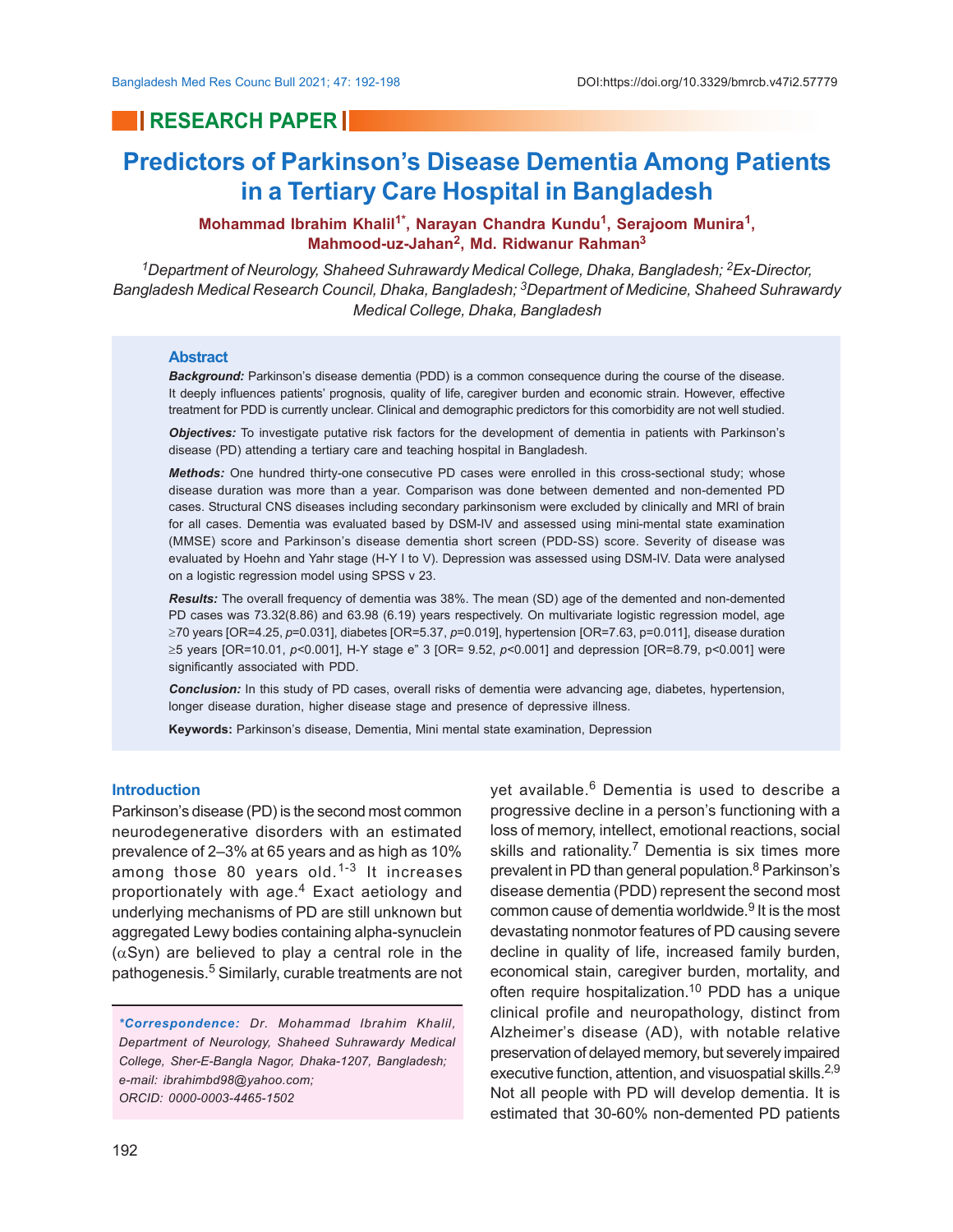RESEARCH PAPER

# Predictors of Parkinson's Disease Dementia Among Patients in a Tertiary Care Hospital in Bangladesh

**Mohammad Ibrahim Khalil[1*], Narayan Chandra Kundu[1], Serajoom Munira[1], Mahmood-uz-Jahan[2], Md. Ridwanur Rahman[3]**

*[1]Department of Neurology, Shaheed Suhrawardy Medical College, Dhaka, Bangladesh; [2]Ex-Director, Bangladesh Medical Research Council, Dhaka, Bangladesh; [3]Department of Medicine, Shaheed Suhrawardy Medical College, Dhaka, Bangladesh*

## Abstract

***Background:*** Parkinson's disease dementia (PDD) is a common consequence during the course of the disease. It deeply influences patients' prognosis, quality of life, caregiver burden and economic strain. However, effective treatment for PDD is currently unclear. Clinical and demographic predictors for this comorbidity are not well studied.

***Objectives:*** To investigate putative risk factors for the development of dementia in patients with Parkinson's disease (PD) attending a tertiary care and teaching hospital in Bangladesh.

***Methods:*** One hundred thirty-one consecutive PD cases were enrolled in this cross-sectional study; whose disease duration was more than a year. Comparison was done between demented and non-demented PD cases. Structural CNS diseases including secondary parkinsonism were excluded by clinically and MRI of brain for all cases. Dementia was evaluated based by DSM-IV and assessed using mini-mental state examination (MMSE) score and Parkinson's disease dementia short screen (PDD-SS) score. Severity of disease was evaluated by Hoehn and Yahr stage (H-Y I to V). Depression was assessed using DSM-IV. Data were analysed on a logistic regression model using SPSS v 23.

***Results:*** The overall frequency of dementia was 38%. The mean (SD) age of the demented and non-demented PD cases was 73.32(8.86) and 63.98 (6.19) years respectively. On multivariate logistic regression model, age ≥70 years [OR=4.25, *p*=0.031], diabetes [OR=5.37, *p*=0.019], hypertension [OR=7.63, p=0.011], disease duration ≥5 years [OR=10.01, *p*<0.001], H-Y stage e" 3 [OR= 9.52, *p*<0.001] and depression [OR=8.79, p<0.001] were significantly associated with PDD.

***Conclusion:*** In this study of PD cases, overall risks of dementia were advancing age, diabetes, hypertension, longer disease duration, higher disease stage and presence of depressive illness.

**Keywords:** Parkinson's disease, Dementia, Mini mental state examination, Depression

## Introduction

Parkinson's disease (PD) is the second most common neurodegenerative disorders with an estimated prevalence of 2–3% at 65 years and as high as 10% among those 80 years old.[1-3] It increases proportionately with age.[4] Exact aetiology and underlying mechanisms of PD are still unknown but aggregated Lewy bodies containing alpha-synuclein (αSyn) are believed to play a central role in the pathogenesis.[5] Similarly, curable treatments are not yet available.[6] Dementia is used to describe a progressive decline in a person's functioning with a loss of memory, intellect, emotional reactions, social skills and rationality.[7] Dementia is six times more prevalent in PD than general population.[8] Parkinson's disease dementia (PDD) represent the second most common cause of dementia worldwide.[9] It is the most devastating nonmotor features of PD causing severe decline in quality of life, increased family burden, economical stain, caregiver burden, mortality, and often require hospitalization.[10] PDD has a unique clinical profile and neuropathology, distinct from Alzheimer's disease (AD), with notable relative preservation of delayed memory, but severely impaired executive function, attention, and visuospatial skills.[2,9] Not all people with PD will develop dementia. It is estimated that 30-60% non-demented PD patients

*\*Correspondence: Dr. Mohammad Ibrahim Khalil, Department of Neurology, Shaheed Suhrawardy Medical College, Sher-E-Bangla Nagor, Dhaka-1207, Bangladesh; e-mail: ibrahimbd98@yahoo.com; ORCID: 0000-0003-4465-1502*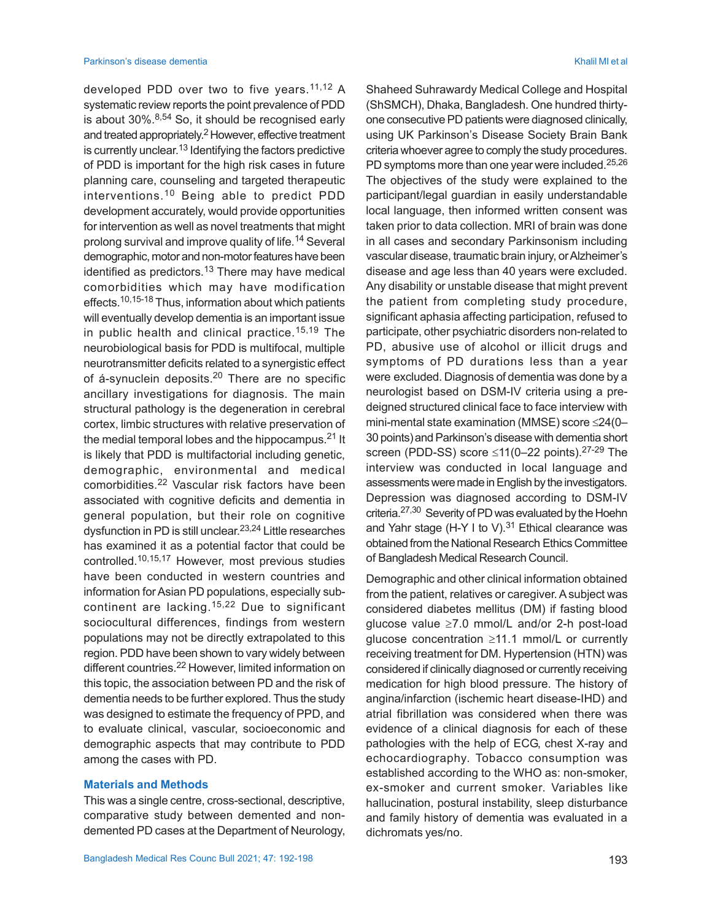developed PDD over two to five years.[11,12] A systematic review reports the point prevalence of PDD is about 30%.[8,54] So, it should be recognised early and treated appropriately.[2] However, effective treatment is currently unclear.[13] Identifying the factors predictive of PDD is important for the high risk cases in future planning care, counseling and targeted therapeutic interventions.[10] Being able to predict PDD development accurately, would provide opportunities for intervention as well as novel treatments that might prolong survival and improve quality of life.[14] Several demographic, motor and non-motor features have been identified as predictors.[13] There may have medical comorbidities which may have modification effects.[10,15-18] Thus, information about which patients will eventually develop dementia is an important issue in public health and clinical practice.[15,19] The neurobiological basis for PDD is multifocal, multiple neurotransmitter deficits related to a synergistic effect of á-synuclein deposits.[20] There are no specific ancillary investigations for diagnosis. The main structural pathology is the degeneration in cerebral cortex, limbic structures with relative preservation of the medial temporal lobes and the hippocampus.[21] It is likely that PDD is multifactorial including genetic, demographic, environmental and medical comorbidities.[22] Vascular risk factors have been associated with cognitive deficits and dementia in general population, but their role on cognitive dysfunction in PD is still unclear.[23,24] Little researches has examined it as a potential factor that could be controlled.[10,15,17] However, most previous studies have been conducted in western countries and information for Asian PD populations, especially sub-continent are lacking.[15,22] Due to significant sociocultural differences, findings from western populations may not be directly extrapolated to this region. PDD have been shown to vary widely between different countries.[22] However, limited information on this topic, the association between PD and the risk of dementia needs to be further explored. Thus the study was designed to estimate the frequency of PPD, and to evaluate clinical, vascular, socioeconomic and demographic aspects that may contribute to PDD among the cases with PD.

## Materials and Methods

This was a single centre, cross-sectional, descriptive, comparative study between demented and non-demented PD cases at the Department of Neurology, Shaheed Suhrawardy Medical College and Hospital (ShSMCH), Dhaka, Bangladesh. One hundred thirty-one consecutive PD patients were diagnosed clinically, using UK Parkinson's Disease Society Brain Bank criteria whoever agree to comply the study procedures. PD symptoms more than one year were included.[25,26] The objectives of the study were explained to the participant/legal guardian in easily understandable local language, then informed written consent was taken prior to data collection. MRI of brain was done in all cases and secondary Parkinsonism including vascular disease, traumatic brain injury, or Alzheimer's disease and age less than 40 years were excluded. Any disability or unstable disease that might prevent the patient from completing study procedure, significant aphasia affecting participation, refused to participate, other psychiatric disorders non-related to PD, abusive use of alcohol or illicit drugs and symptoms of PD durations less than a year were excluded. Diagnosis of dementia was done by a neurologist based on DSM-IV criteria using a pre-deigned structured clinical face to face interview with mini-mental state examination (MMSE) score $\leq$24(0–30 points) and Parkinson's disease with dementia short screen (PDD-SS) score $\leq$11(0–22 points).[27-29] The interview was conducted in local language and assessments were made in English by the investigators. Depression was diagnosed according to DSM-IV criteria.[27,30] Severity of PD was evaluated by the Hoehn and Yahr stage (H-Y I to V).[31] Ethical clearance was obtained from the National Research Ethics Committee of Bangladesh Medical Research Council.

Demographic and other clinical information obtained from the patient, relatives or caregiver. A subject was considered diabetes mellitus (DM) if fasting blood glucose value $\geq$7.0 mmol/L and/or 2-h post-load glucose concentration $\geq$11.1 mmol/L or currently receiving treatment for DM. Hypertension (HTN) was considered if clinically diagnosed or currently receiving medication for high blood pressure. The history of angina/infarction (ischemic heart disease-IHD) and atrial fibrillation was considered when there was evidence of a clinical diagnosis for each of these pathologies with the help of ECG, chest X-ray and echocardiography. Tobacco consumption was established according to the WHO as: non-smoker, ex-smoker and current smoker. Variables like hallucination, postural instability, sleep disturbance and family history of dementia was evaluated in a dichromats yes/no.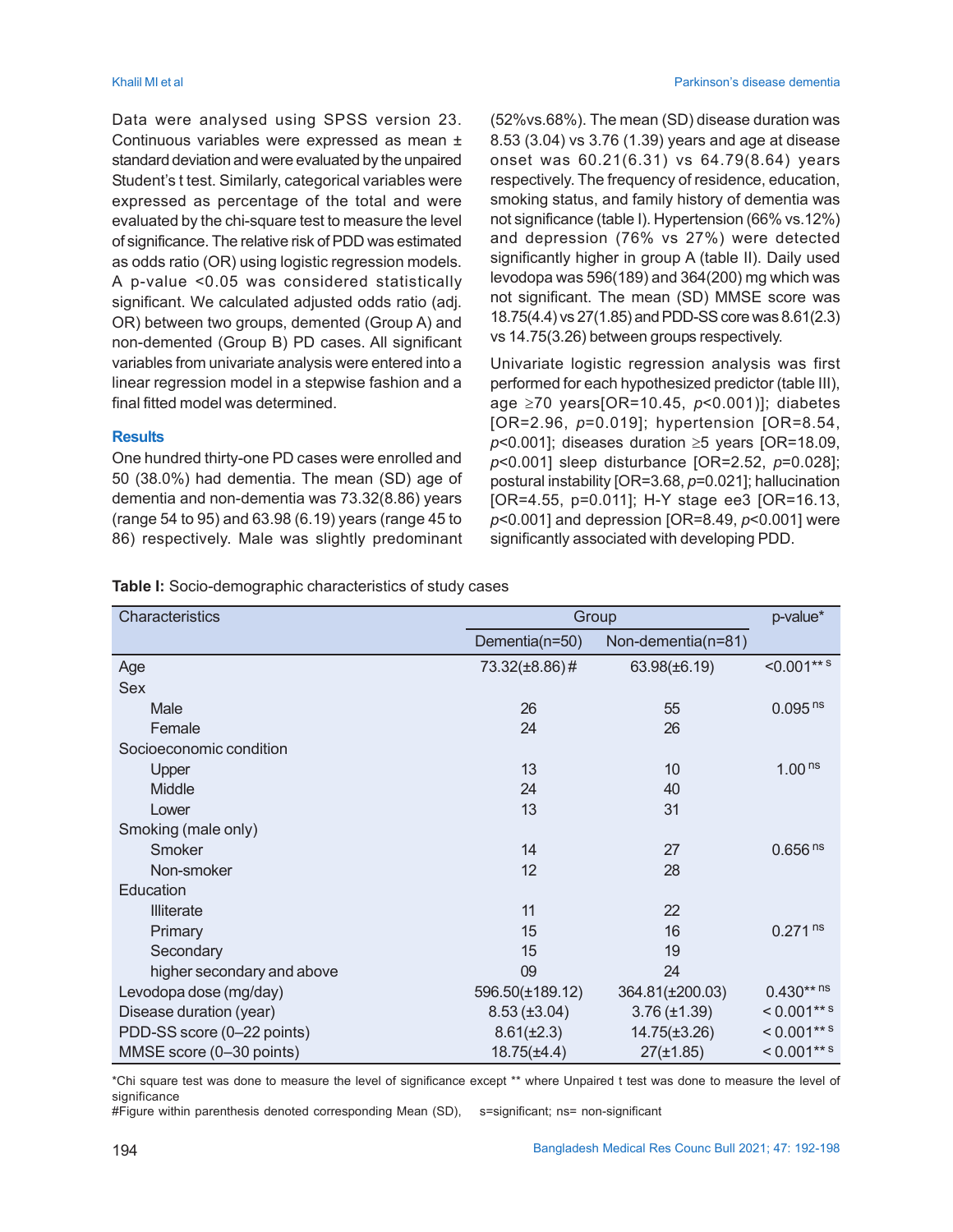Data were analysed using SPSS version 23. Continuous variables were expressed as mean ± standard deviation and were evaluated by the unpaired Student's t test. Similarly, categorical variables were expressed as percentage of the total and were evaluated by the chi-square test to measure the level of significance. The relative risk of PDD was estimated as odds ratio (OR) using logistic regression models. A p-value <0.05 was considered statistically significant. We calculated adjusted odds ratio (adj. OR) between two groups, demented (Group A) and non-demented (Group B) PD cases. All significant variables from univariate analysis were entered into a linear regression model in a stepwise fashion and a final fitted model was determined.

## Results

One hundred thirty-one PD cases were enrolled and 50 (38.0%) had dementia. The mean (SD) age of dementia and non-dementia was 73.32(8.86) years (range 54 to 95) and 63.98 (6.19) years (range 45 to 86) respectively. Male was slightly predominant (52%vs.68%). The mean (SD) disease duration was 8.53 (3.04) vs 3.76 (1.39) years and age at disease onset was 60.21(6.31) vs 64.79(8.64) years respectively. The frequency of residence, education, smoking status, and family history of dementia was not significance (table I). Hypertension (66% vs.12%) and depression (76% vs 27%) were detected significantly higher in group A (table II). Daily used levodopa was 596(189) and 364(200) mg which was not significant. The mean (SD) MMSE score was 18.75(4.4) vs 27(1.85) and PDD-SS core was 8.61(2.3) vs 14.75(3.26) between groups respectively.

Univariate logistic regression analysis was first performed for each hypothesized predictor (table III), age ≥70 years[OR=10.45, *p*<0.001)]; diabetes [OR=2.96, *p*=0.019]; hypertension [OR=8.54, *p*<0.001]; diseases duration ≥5 years [OR=18.09, *p*<0.001] sleep disturbance [OR=2.52, *p*=0.028]; postural instability [OR=3.68, *p*=0.021]; hallucination [OR=4.55, p=0.011]; H-Y stage ee3 [OR=16.13, *p*<0.001] and depression [OR=8.49, *p*<0.001] were significantly associated with developing PDD.

**Table I:** Socio-demographic characteristics of study cases

| Characteristics | Group | | p-value* |
|---|---|---|---|
| | Dementia(n=50) | Non-dementia(n=81) | |
| Age | 73.32(±8.86)# | 63.98(±6.19) | <0.001** s |
| Sex | | | |
| Male | 26 | 55 | 0.095 ns |
| Female | 24 | 26 | |
| Socioeconomic condition | | | |
| Upper | 13 | 10 | 1.00 ns |
| Middle | 24 | 40 | |
| Lower | 13 | 31 | |
| Smoking (male only) | | | |
| Smoker | 14 | 27 | 0.656 ns |
| Non-smoker | 12 | 28 | |
| Education | | | |
| Illiterate | 11 | 22 | |
| Primary | 15 | 16 | 0.271 ns |
| Secondary | 15 | 19 | |
| higher secondary and above | 09 | 24 | |
| Levodopa dose (mg/day) | 596.50(±189.12) | 364.81(±200.03) | 0.430** ns |
| Disease duration (year) | 8.53 (±3.04) | 3.76 (±1.39) | < 0.001** s |
| PDD-SS score (0–22 points) | 8.61(±2.3) | 14.75(±3.26) | < 0.001** s |
| MMSE score (0–30 points) | 18.75(±4.4) | 27(±1.85) | < 0.001** s |

*Chi square test was done to measure the level of significance except ** where Unpaired t test was done to measure the level of significance

#Figure within parenthesis denoted corresponding Mean (SD), s=significant; ns= non-significant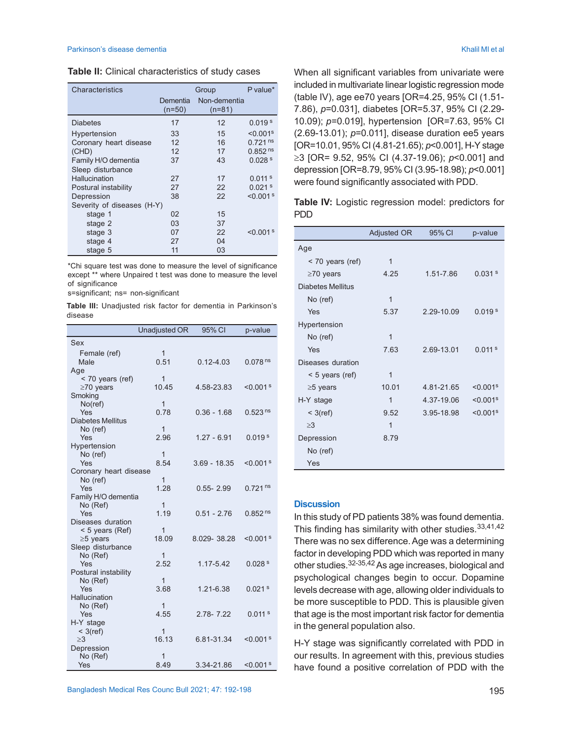**Table II:** Clinical characteristics of study cases

| Characteristics | Group | | P value* |
|---|---|---|---|
| | Dementia (n=50) | Non-dementia (n=81) | |
| Diabetes | 17 | 12 | 0.019 s |
| Hypertension | 33 | 15 | <0.001s |
| Coronary heart disease (CHD) | 12 | 16 | 0.721 ns |
| Family H/O dementia | 12 | 17 | 0.852 ns |
| Sleep disturbance | 37 | 43 | 0.028 s |
| Hallucination | 27 | 17 | 0.011 s |
| Postural instability | 27 | 22 | 0.021 s |
| Depression | 38 | 22 | <0.001 s |
| Severity of diseases (H-Y) | | | |
| stage 1 | 02 | 15 | |
| stage 2 | 03 | 37 | |
| stage 3 | 07 | 22 | <0.001 s |
| stage 4 | 27 | 04 | |
| stage 5 | 11 | 03 | |

*Chi square test was done to measure the level of significance except ** where Unpaired t test was done to measure the level of significance
s=significant; ns= non-significant

**Table III:** Unadjusted risk factor for dementia in Parkinson's disease

| | Unadjusted OR | 95% CI | p-value |
|---|---|---|---|
| Sex | | | |
| Female (ref) | 1 | | |
| Male | 0.51 | 0.12-4.03 | 0.078 ns |
| Age | | | |
| < 70 years (ref) | 1 | | |
| ≥70 years | 10.45 | 4.58-23.83 | <0.001 s |
| Smoking | | | |
| No(ref) | 1 | | |
| Yes | 0.78 | 0.36 - 1.68 | 0.523 ns |
| Diabetes Mellitus | | | |
| No (ref) | 1 | | |
| Yes | 2.96 | 1.27 - 6.91 | 0.019 s |
| Hypertension | | | |
| No (ref) | 1 | | |
| Yes | 8.54 | 3.69 - 18.35 | <0.001 s |
| Coronary heart disease | | | |
| No (ref) | 1 | | |
| Yes | 1.28 | 0.55- 2.99 | 0.721 ns |
| Family H/O dementia | | | |
| No (Ref) | 1 | | |
| Yes | 1.19 | 0.51 - 2.76 | 0.852 ns |
| Diseases duration | | | |
| < 5 years (Ref) | 1 | | |
| ≥5 years | 18.09 | 8.029- 38.28 | <0.001 s |
| Sleep disturbance | | | |
| No (Ref) | 1 | | |
| Yes | 2.52 | 1.17-5.42 | 0.028 s |
| Postural instability | | | |
| No (Ref) | 1 | | |
| Yes | 3.68 | 1.21-6.38 | 0.021 s |
| Hallucination | | | |
| No (Ref) | 1 | | |
| Yes | 4.55 | 2.78- 7.22 | 0.011 s |
| H-Y stage | | | |
| < 3(ref) | 1 | | |
| ≥3 | 16.13 | 6.81-31.34 | <0.001 s |
| Depression | | | |
| No (Ref) | 1 | | |
| Yes | 8.49 | 3.34-21.86 | <0.001 s |

When all significant variables from univariate were included in multivariate linear logistic regression mode (table IV), age ee70 years [OR=4.25, 95% CI (1.51-7.86), *p*=0.031], diabetes [OR=5.37, 95% CI (2.29-10.09); *p*=0.019], hypertension [OR=7.63, 95% CI (2.69-13.01); *p*=0.011], disease duration ee5 years [OR=10.01, 95% CI (4.81-21.65); *p*<0.001], H-Y stage ≥3 [OR= 9.52, 95% CI (4.37-19.06); *p*<0.001] and depression [OR=8.79, 95% CI (3.95-18.98); *p*<0.001] were found significantly associated with PDD.

**Table IV:** Logistic regression model: predictors for PDD

| | Adjusted OR | 95% CI | p-value |
|---|---|---|---|
| Age | | | |
| < 70 years (ref) | 1 | | |
| ≥70 years | 4.25 | 1.51-7.86 | 0.031 s |
| Diabetes Mellitus | | | |
| No (ref) | 1 | | |
| Yes | 5.37 | 2.29-10.09 | 0.019 s |
| Hypertension | | | |
| No (ref) | 1 | | |
| Yes | 7.63 | 2.69-13.01 | 0.011 s |
| Diseases duration | | | |
| < 5 years (ref) | 1 | | |
| ≥5 years | 10.01 | 4.81-21.65 | <0.001s |
| H-Y stage | 1 | 4.37-19.06 | <0.001s |
| < 3(ref) | 9.52 | 3.95-18.98 | <0.001s |
| ≥3 | 1 | | |
| Depression | 8.79 | | |
| No (ref) | | | |
| Yes | | | |

## Discussion

In this study of PD patients 38% was found dementia. This finding has similarity with other studies.[33,41,42] There was no sex difference. Age was a determining factor in developing PDD which was reported in many other studies.[32-35,42] As age increases, biological and psychological changes begin to occur. Dopamine levels decrease with age, allowing older individuals to be more susceptible to PDD. This is plausible given that age is the most important risk factor for dementia in the general population also.

H-Y stage was significantly correlated with PDD in our results. In agreement with this, previous studies have found a positive correlation of PDD with the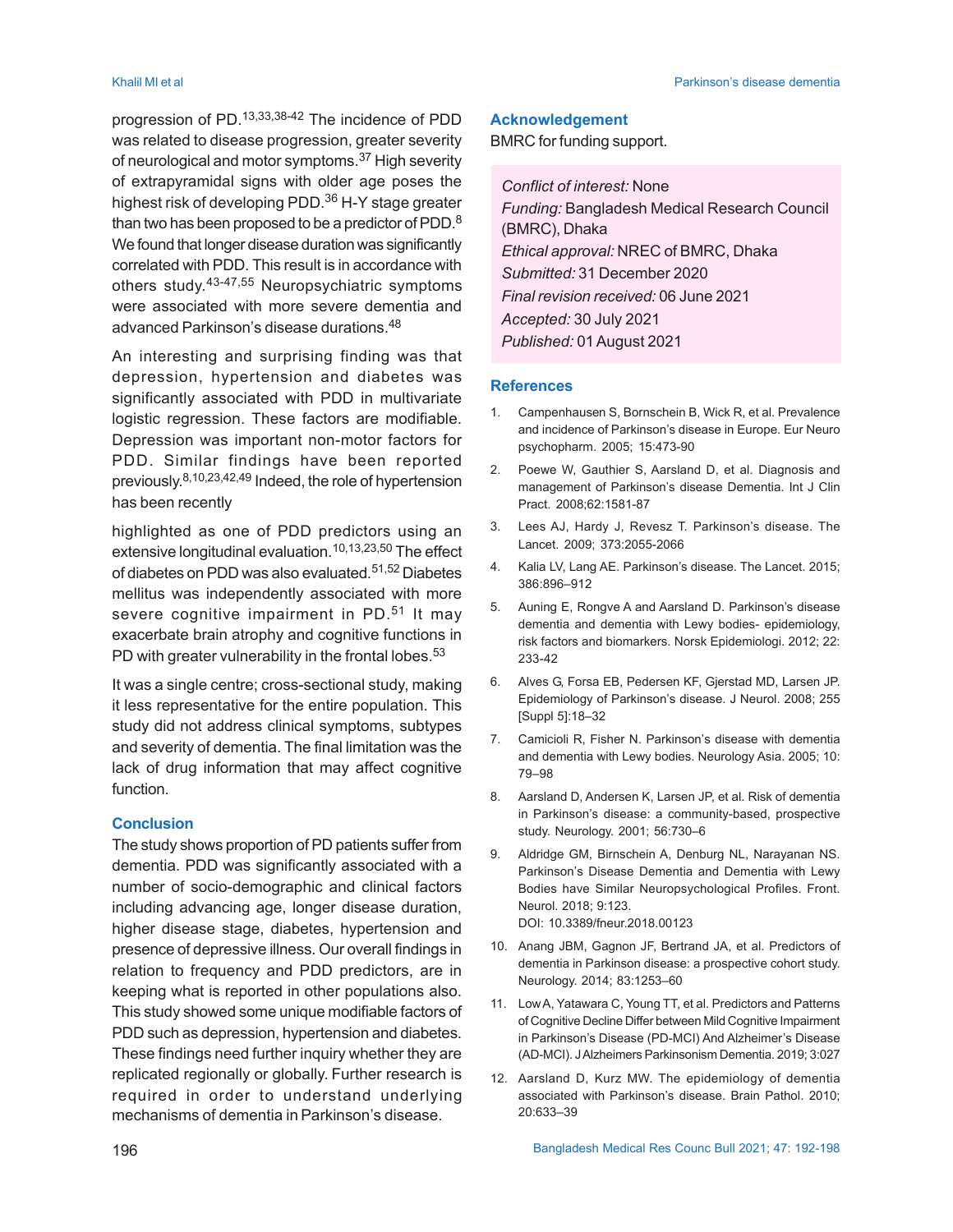progression of PD.[13,33,38-42] The incidence of PDD was related to disease progression, greater severity of neurological and motor symptoms.[37] High severity of extrapyramidal signs with older age poses the highest risk of developing PDD.[36] H-Y stage greater than two has been proposed to be a predictor of PDD.[8] We found that longer disease duration was significantly correlated with PDD. This result is in accordance with others study.[43-47,55] Neuropsychiatric symptoms were associated with more severe dementia and advanced Parkinson's disease durations.[48]

An interesting and surprising finding was that depression, hypertension and diabetes was significantly associated with PDD in multivariate logistic regression. These factors are modifiable. Depression was important non-motor factors for PDD. Similar findings have been reported previously.[8,10,23,42,49] Indeed, the role of hypertension has been recently highlighted as one of PDD predictors using an extensive longitudinal evaluation.[10,13,23,50] The effect of diabetes on PDD was also evaluated.[51,52] Diabetes mellitus was independently associated with more severe cognitive impairment in PD.[51] It may exacerbate brain atrophy and cognitive functions in PD with greater vulnerability in the frontal lobes.[53]

It was a single centre; cross-sectional study, making it less representative for the entire population. This study did not address clinical symptoms, subtypes and severity of dementia. The final limitation was the lack of drug information that may affect cognitive function.

## Conclusion

The study shows proportion of PD patients suffer from dementia. PDD was significantly associated with a number of socio-demographic and clinical factors including advancing age, longer disease duration, higher disease stage, diabetes, hypertension and presence of depressive illness. Our overall findings in relation to frequency and PDD predictors, are in keeping what is reported in other populations also. This study showed some unique modifiable factors of PDD such as depression, hypertension and diabetes. These findings need further inquiry whether they are replicated regionally or globally. Further research is required in order to understand underlying mechanisms of dementia in Parkinson's disease.

## Acknowledgement

BMRC for funding support.

*Conflict of interest:* None
*Funding:* Bangladesh Medical Research Council (BMRC), Dhaka
*Ethical approval:* NREC of BMRC, Dhaka
*Submitted:* 31 December 2020
*Final revision received:* 06 June 2021
*Accepted:* 30 July 2021
*Published:* 01 August 2021

## References

1. Campenhausen S, Bornschein B, Wick R, et al. Prevalence and incidence of Parkinson's disease in Europe. Eur Neuro psychopharm. 2005; 15:473-90
2. Poewe W, Gauthier S, Aarsland D, et al. Diagnosis and management of Parkinson's disease Dementia. Int J Clin Pract. 2008;62:1581-87
3. Lees AJ, Hardy J, Revesz T. Parkinson's disease. The Lancet. 2009; 373:2055-2066
4. Kalia LV, Lang AE. Parkinson's disease. The Lancet. 2015; 386:896–912
5. Auning E, Rongve A and Aarsland D. Parkinson's disease dementia and dementia with Lewy bodies- epidemiology, risk factors and biomarkers. Norsk Epidemiologi. 2012; 22: 233-42
6. Alves G, Forsa EB, Pedersen KF, Gjerstad MD, Larsen JP. Epidemiology of Parkinson's disease. J Neurol. 2008; 255 [Suppl 5]:18–32
7. Camicioli R, Fisher N. Parkinson's disease with dementia and dementia with Lewy bodies. Neurology Asia. 2005; 10: 79–98
8. Aarsland D, Andersen K, Larsen JP, et al. Risk of dementia in Parkinson's disease: a community-based, prospective study. Neurology. 2001; 56:730–6
9. Aldridge GM, Birnschein A, Denburg NL, Narayanan NS. Parkinson's Disease Dementia and Dementia with Lewy Bodies have Similar Neuropsychological Profiles. Front. Neurol. 2018; 9:123. DOI: 10.3389/fneur.2018.00123
10. Anang JBM, Gagnon JF, Bertrand JA, et al. Predictors of dementia in Parkinson disease: a prospective cohort study. Neurology. 2014; 83:1253–60
11. Low A, Yatawara C, Young TT, et al. Predictors and Patterns of Cognitive Decline Differ between Mild Cognitive Impairment in Parkinson's Disease (PD-MCI) And Alzheimer's Disease (AD-MCI). J Alzheimers Parkinsonism Dementia. 2019; 3:027
12. Aarsland D, Kurz MW. The epidemiology of dementia associated with Parkinson's disease. Brain Pathol. 2010; 20:633–39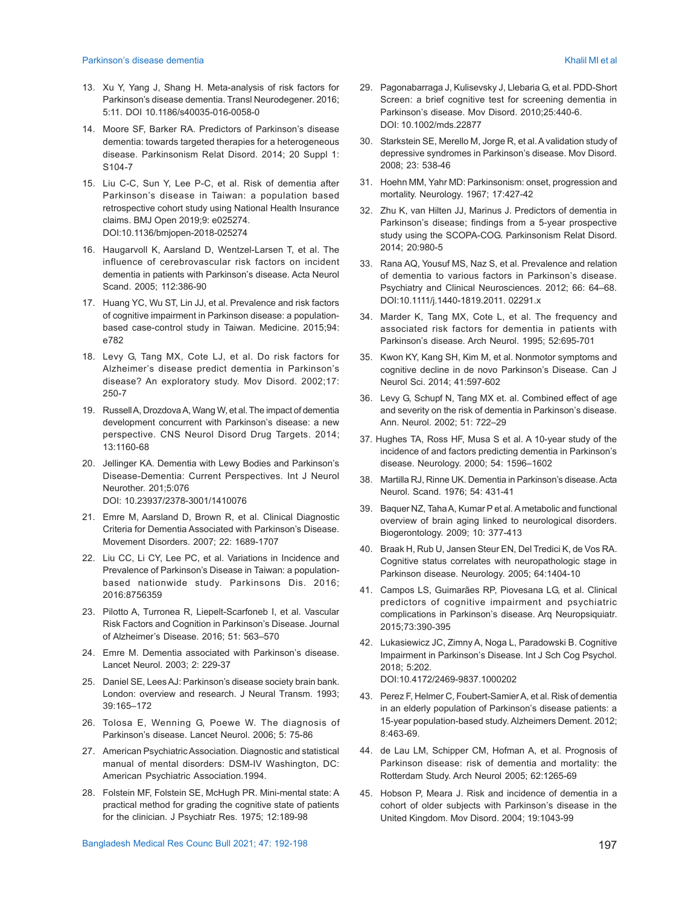13. Xu Y, Yang J, Shang H. Meta-analysis of risk factors for Parkinson's disease dementia. Transl Neurodegener. 2016; 5:11. DOI 10.1186/s40035-016-0058-0

14. Moore SF, Barker RA. Predictors of Parkinson's disease dementia: towards targeted therapies for a heterogeneous disease. Parkinsonism Relat Disord. 2014; 20 Suppl 1: S104-7

15. Liu C-C, Sun Y, Lee P-C, et al. Risk of dementia after Parkinson's disease in Taiwan: a population based retrospective cohort study using National Health Insurance claims. BMJ Open 2019;9: e025274. DOI:10.1136/bmjopen-2018-025274

16. Haugarvoll K, Aarsland D, Wentzel-Larsen T, et al. The influence of cerebrovascular risk factors on incident dementia in patients with Parkinson's disease. Acta Neurol Scand. 2005; 112:386-90

17. Huang YC, Wu ST, Lin JJ, et al. Prevalence and risk factors of cognitive impairment in Parkinson disease: a population-based case-control study in Taiwan. Medicine. 2015;94: e782

18. Levy G, Tang MX, Cote LJ, et al. Do risk factors for Alzheimer's disease predict dementia in Parkinson's disease? An exploratory study. Mov Disord. 2002;17: 250-7

19. Russell A, Drozdova A, Wang W, et al. The impact of dementia development concurrent with Parkinson's disease: a new perspective. CNS Neurol Disord Drug Targets. 2014; 13:1160-68

20. Jellinger KA. Dementia with Lewy Bodies and Parkinson's Disease-Dementia: Current Perspectives. Int J Neurol Neurother. 201;5:076 DOI: 10.23937/2378-3001/1410076

21. Emre M, Aarsland D, Brown R, et al. Clinical Diagnostic Criteria for Dementia Associated with Parkinson's Disease. Movement Disorders. 2007; 22: 1689-1707

22. Liu CC, Li CY, Lee PC, et al. Variations in Incidence and Prevalence of Parkinson's Disease in Taiwan: a population-based nationwide study. Parkinsons Dis. 2016; 2016:8756359

23. Pilotto A, Turronea R, Liepelt-Scarfoneb I, et al. Vascular Risk Factors and Cognition in Parkinson's Disease. Journal of Alzheimer's Disease. 2016; 51: 563–570

24. Emre M. Dementia associated with Parkinson's disease. Lancet Neurol. 2003; 2: 229-37

25. Daniel SE, Lees AJ: Parkinson's disease society brain bank. London: overview and research. J Neural Transm. 1993; 39:165–172

26. Tolosa E, Wenning G, Poewe W. The diagnosis of Parkinson's disease. Lancet Neurol. 2006; 5: 75-86

27. American Psychiatric Association. Diagnostic and statistical manual of mental disorders: DSM-IV Washington, DC: American Psychiatric Association.1994.

28. Folstein MF, Folstein SE, McHugh PR. Mini-mental state: A practical method for grading the cognitive state of patients for the clinician. J Psychiatr Res. 1975; 12:189-98

29. Pagonabarraga J, Kulisevsky J, Llebaria G, et al. PDD-Short Screen: a brief cognitive test for screening dementia in Parkinson's disease. Mov Disord. 2010;25:440-6. DOI: 10.1002/mds.22877

30. Starkstein SE, Merello M, Jorge R, et al. A validation study of depressive syndromes in Parkinson's disease. Mov Disord. 2008; 23: 538-46

31. Hoehn MM, Yahr MD: Parkinsonism: onset, progression and mortality. Neurology. 1967; 17:427-42

32. Zhu K, van Hilten JJ, Marinus J. Predictors of dementia in Parkinson's disease; findings from a 5-year prospective study using the SCOPA-COG. Parkinsonism Relat Disord. 2014; 20:980-5

33. Rana AQ, Yousuf MS, Naz S, et al. Prevalence and relation of dementia to various factors in Parkinson's disease. Psychiatry and Clinical Neurosciences. 2012; 66: 64–68. DOI:10.1111/j.1440-1819.2011. 02291.x

34. Marder K, Tang MX, Cote L, et al. The frequency and associated risk factors for dementia in patients with Parkinson's disease. Arch Neurol. 1995; 52:695-701

35. Kwon KY, Kang SH, Kim M, et al. Nonmotor symptoms and cognitive decline in de novo Parkinson's Disease. Can J Neurol Sci. 2014; 41:597-602

36. Levy G, Schupf N, Tang MX et. al. Combined effect of age and severity on the risk of dementia in Parkinson's disease. Ann. Neurol. 2002; 51: 722–29

37. Hughes TA, Ross HF, Musa S et al. A 10-year study of the incidence of and factors predicting dementia in Parkinson's disease. Neurology. 2000; 54: 1596–1602

38. Martilla RJ, Rinne UK. Dementia in Parkinson's disease. Acta Neurol. Scand. 1976; 54: 431-41

39. Baquer NZ, Taha A, Kumar P et al. A metabolic and functional overview of brain aging linked to neurological disorders. Biogerontology. 2009; 10: 377-413

40. Braak H, Rub U, Jansen Steur EN, Del Tredici K, de Vos RA. Cognitive status correlates with neuropathologic stage in Parkinson disease. Neurology. 2005; 64:1404-10

41. Campos LS, Guimarães RP, Piovesana LG, et al. Clinical predictors of cognitive impairment and psychiatric complications in Parkinson's disease. Arq Neuropsiquiatr. 2015;73:390-395

42. Lukasiewicz JC, Zimny A, Noga L, Paradowski B. Cognitive Impairment in Parkinson's Disease. Int J Sch Cog Psychol. 2018; 5:202. DOI:10.4172/2469-9837.1000202

43. Perez F, Helmer C, Foubert-Samier A, et al. Risk of dementia in an elderly population of Parkinson's disease patients: a 15-year population-based study. Alzheimers Dement. 2012; 8:463-69.

44. de Lau LM, Schipper CM, Hofman A, et al. Prognosis of Parkinson disease: risk of dementia and mortality: the Rotterdam Study. Arch Neurol 2005; 62:1265-69

45. Hobson P, Meara J. Risk and incidence of dementia in a cohort of older subjects with Parkinson's disease in the United Kingdom. Mov Disord. 2004; 19:1043-99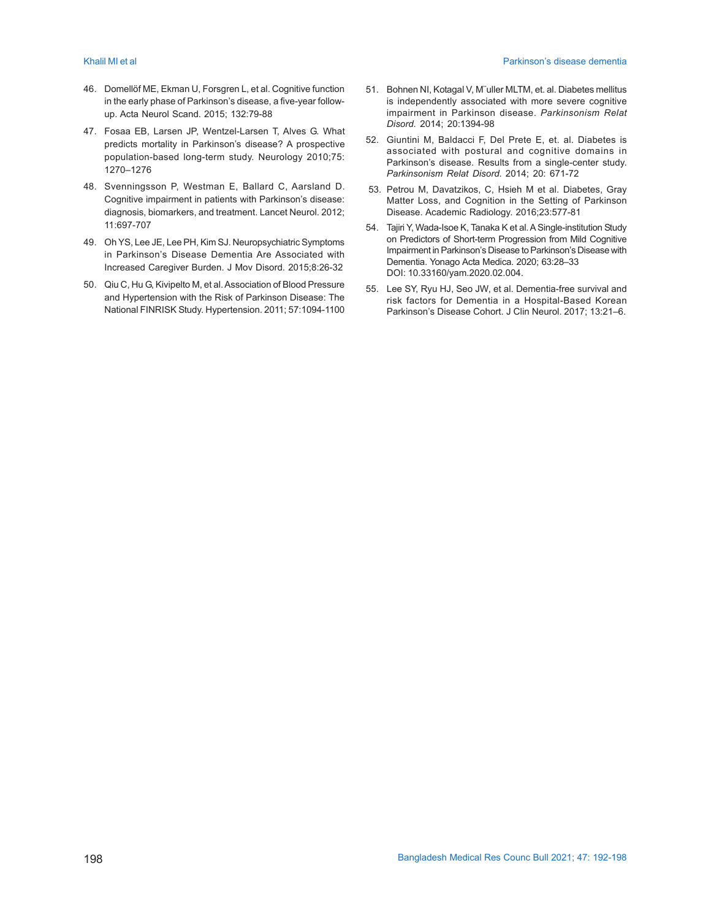46. Domellöf ME, Ekman U, Forsgren L, et al. Cognitive function in the early phase of Parkinson's disease, a five-year follow-up. Acta Neurol Scand. 2015; 132:79-88

47. Fosaa EB, Larsen JP, Wentzel-Larsen T, Alves G. What predicts mortality in Parkinson's disease? A prospective population-based long-term study. Neurology 2010;75: 1270–1276

48. Svenningsson P, Westman E, Ballard C, Aarsland D. Cognitive impairment in patients with Parkinson's disease: diagnosis, biomarkers, and treatment. Lancet Neurol. 2012; 11:697-707

49. Oh YS, Lee JE, Lee PH, Kim SJ. Neuropsychiatric Symptoms in Parkinson's Disease Dementia Are Associated with Increased Caregiver Burden. J Mov Disord. 2015;8:26-32

50. Qiu C, Hu G, Kivipelto M, et al. Association of Blood Pressure and Hypertension with the Risk of Parkinson Disease: The National FINRISK Study. Hypertension. 2011; 57:1094-1100

51. Bohnen NI, Kotagal V, M¨uller MLTM, et. al. Diabetes mellitus is independently associated with more severe cognitive impairment in Parkinson disease. *Parkinsonism Relat Disord.* 2014; 20:1394-98

52. Giuntini M, Baldacci F, Del Prete E, et. al. Diabetes is associated with postural and cognitive domains in Parkinson's disease. Results from a single-center study. *Parkinsonism Relat Disord.* 2014; 20: 671-72

53. Petrou M, Davatzikos, C, Hsieh M et al. Diabetes, Gray Matter Loss, and Cognition in the Setting of Parkinson Disease. Academic Radiology. 2016;23:577-81

54. Tajiri Y, Wada-Isoe K, Tanaka K et al. A Single-institution Study on Predictors of Short-term Progression from Mild Cognitive Impairment in Parkinson's Disease to Parkinson's Disease with Dementia. Yonago Acta Medica. 2020; 63:28–33 DOI: 10.33160/yam.2020.02.004.

55. Lee SY, Ryu HJ, Seo JW, et al. Dementia-free survival and risk factors for Dementia in a Hospital-Based Korean Parkinson's Disease Cohort. J Clin Neurol. 2017; 13:21–6.